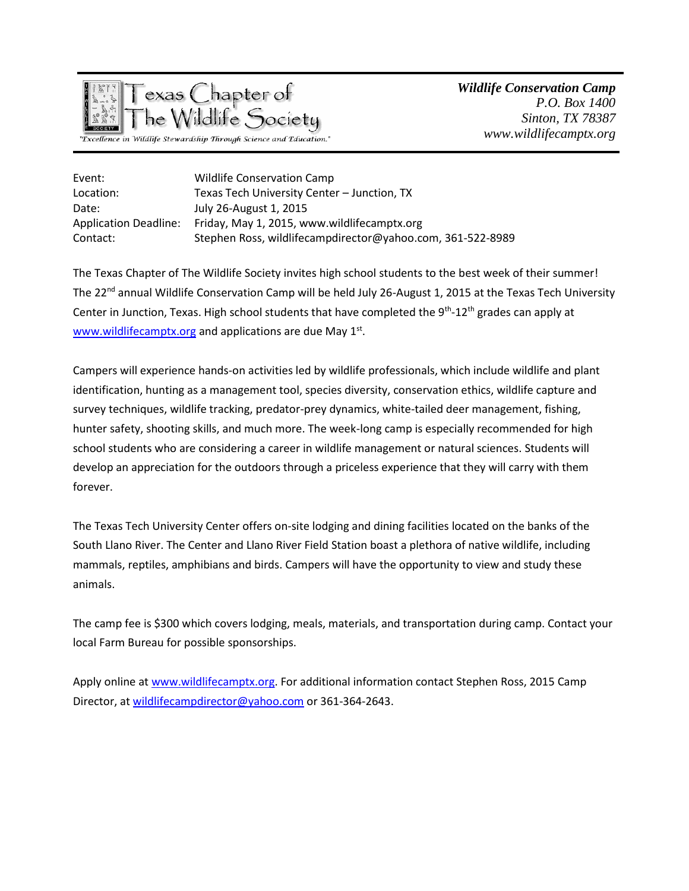Texas Chapter of The Wildlife Society

"Excellence in Wildlife Stewardship Through Science and Education."

***Wildlife Conservation Camp***
*P.O. Box 1400*
*Sinton, TX 78387*
*www.wildlifecamptx.org*

| | |
|---|---|
| Event: | Wildlife Conservation Camp |
| Location: | Texas Tech University Center – Junction, TX |
| Date: | July 26-August 1, 2015 |
| Application Deadline: | Friday, May 1, 2015, www.wildlifecamptx.org |
| Contact: | Stephen Ross, wildlifecampdirector@yahoo.com, 361-522-8989 |

The Texas Chapter of The Wildlife Society invites high school students to the best week of their summer! The 22nd annual Wildlife Conservation Camp will be held July 26-August 1, 2015 at the Texas Tech University Center in Junction, Texas. High school students that have completed the 9th-12th grades can apply at www.wildlifecamptx.org and applications are due May 1st.

Campers will experience hands-on activities led by wildlife professionals, which include wildlife and plant identification, hunting as a management tool, species diversity, conservation ethics, wildlife capture and survey techniques, wildlife tracking, predator-prey dynamics, white-tailed deer management, fishing, hunter safety, shooting skills, and much more. The week-long camp is especially recommended for high school students who are considering a career in wildlife management or natural sciences. Students will develop an appreciation for the outdoors through a priceless experience that they will carry with them forever.

The Texas Tech University Center offers on-site lodging and dining facilities located on the banks of the South Llano River. The Center and Llano River Field Station boast a plethora of native wildlife, including mammals, reptiles, amphibians and birds. Campers will have the opportunity to view and study these animals.

The camp fee is $300 which covers lodging, meals, materials, and transportation during camp. Contact your local Farm Bureau for possible sponsorships.

Apply online at www.wildlifecamptx.org. For additional information contact Stephen Ross, 2015 Camp Director, at wildlifecampdirector@yahoo.com or 361-364-2643.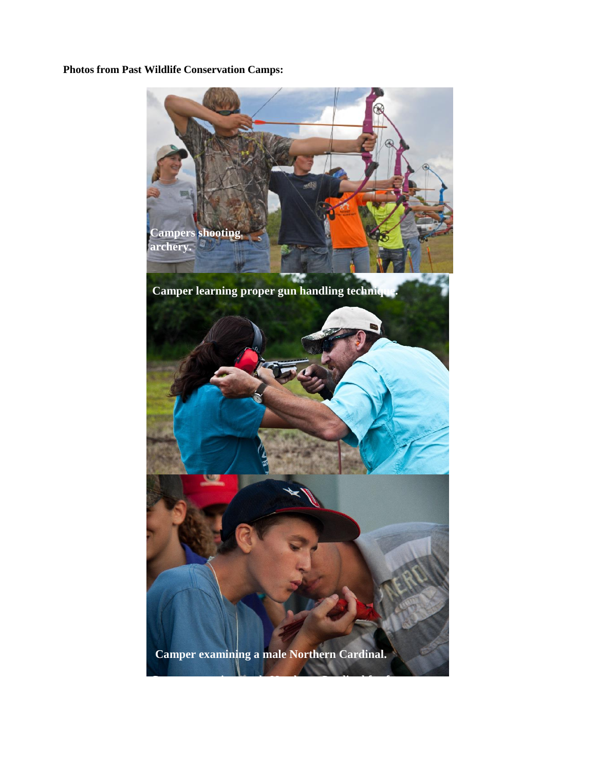**Photos from Past Wildlife Conservation Camps:**

Campers shooting archery.

Camper learning proper gun handling technique.

Camper examining a male Northern Cardinal.